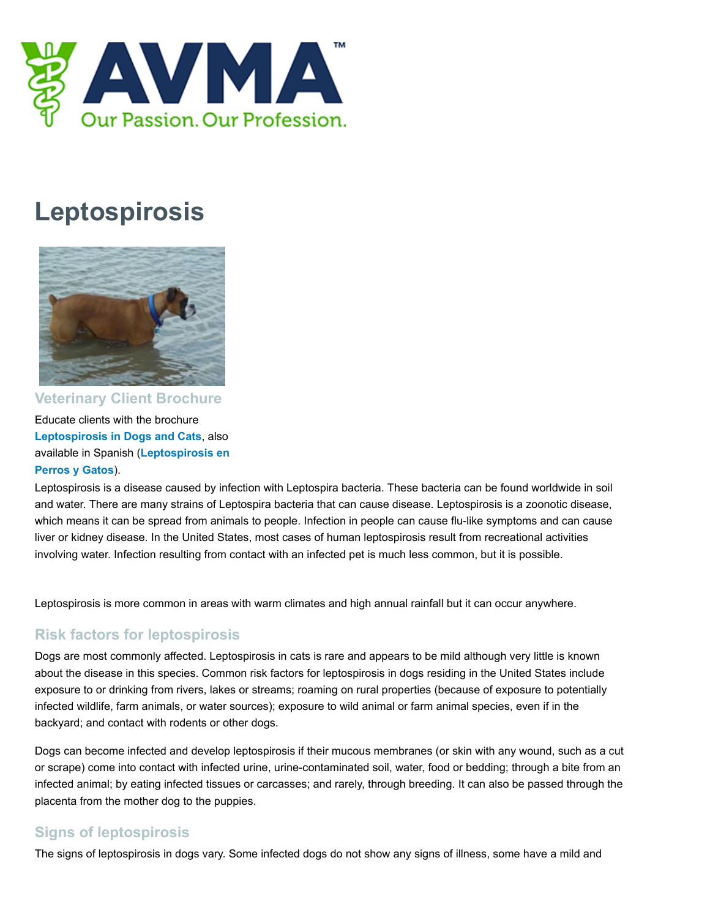# Leptospirosis

### Veterinary Client Brochure

Educate clients with the brochure **Leptospirosis in Dogs and Cats**, also available in Spanish (**Leptospirosis en Perros y Gatos**).

Leptospirosis is a disease caused by infection with Leptospira bacteria. These bacteria can be found worldwide in soil and water. There are many strains of Leptospira bacteria that can cause disease. Leptospirosis is a zoonotic disease, which means it can be spread from animals to people. Infection in people can cause flu-like symptoms and can cause liver or kidney disease. In the United States, most cases of human leptospirosis result from recreational activities involving water. Infection resulting from contact with an infected pet is much less common, but it is possible.

Leptospirosis is more common in areas with warm climates and high annual rainfall but it can occur anywhere.

## Risk factors for leptospirosis

Dogs are most commonly affected. Leptospirosis in cats is rare and appears to be mild although very little is known about the disease in this species. Common risk factors for leptospirosis in dogs residing in the United States include exposure to or drinking from rivers, lakes or streams; roaming on rural properties (because of exposure to potentially infected wildlife, farm animals, or water sources); exposure to wild animal or farm animal species, even if in the backyard; and contact with rodents or other dogs.

Dogs can become infected and develop leptospirosis if their mucous membranes (or skin with any wound, such as a cut or scrape) come into contact with infected urine, urine-contaminated soil, water, food or bedding; through a bite from an infected animal; by eating infected tissues or carcasses; and rarely, through breeding. It can also be passed through the placenta from the mother dog to the puppies.

## Signs of leptospirosis

The signs of leptospirosis in dogs vary. Some infected dogs do not show any signs of illness, some have a mild and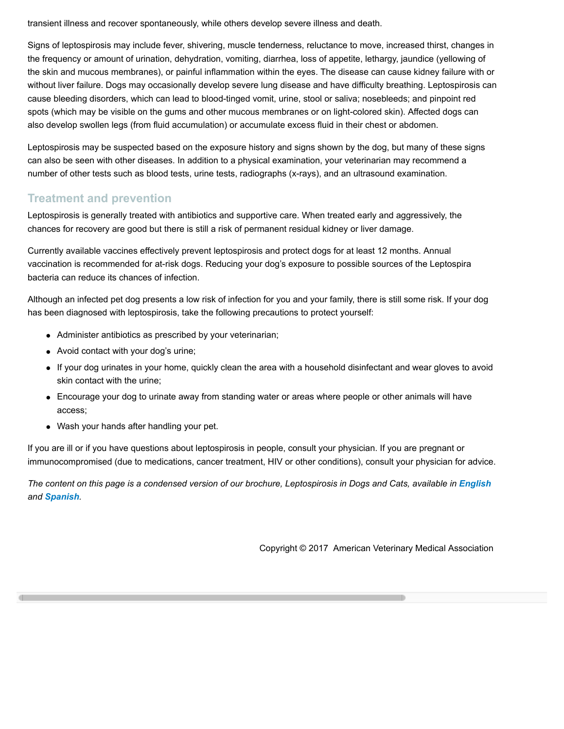transient illness and recover spontaneously, while others develop severe illness and death.

Signs of leptospirosis may include fever, shivering, muscle tenderness, reluctance to move, increased thirst, changes in the frequency or amount of urination, dehydration, vomiting, diarrhea, loss of appetite, lethargy, jaundice (yellowing of the skin and mucous membranes), or painful inflammation within the eyes. The disease can cause kidney failure with or without liver failure. Dogs may occasionally develop severe lung disease and have difficulty breathing. Leptospirosis can cause bleeding disorders, which can lead to blood-tinged vomit, urine, stool or saliva; nosebleeds; and pinpoint red spots (which may be visible on the gums and other mucous membranes or on light-colored skin). Affected dogs can also develop swollen legs (from fluid accumulation) or accumulate excess fluid in their chest or abdomen.

Leptospirosis may be suspected based on the exposure history and signs shown by the dog, but many of these signs can also be seen with other diseases. In addition to a physical examination, your veterinarian may recommend a number of other tests such as blood tests, urine tests, radiographs (x-rays), and an ultrasound examination.

## Treatment and prevention

Leptospirosis is generally treated with antibiotics and supportive care. When treated early and aggressively, the chances for recovery are good but there is still a risk of permanent residual kidney or liver damage.

Currently available vaccines effectively prevent leptospirosis and protect dogs for at least 12 months. Annual vaccination is recommended for at-risk dogs. Reducing your dog's exposure to possible sources of the Leptospira bacteria can reduce its chances of infection.

Although an infected pet dog presents a low risk of infection for you and your family, there is still some risk. If your dog has been diagnosed with leptospirosis, take the following precautions to protect yourself:

- Administer antibiotics as prescribed by your veterinarian;
- Avoid contact with your dog's urine;
- If your dog urinates in your home, quickly clean the area with a household disinfectant and wear gloves to avoid skin contact with the urine;
- Encourage your dog to urinate away from standing water or areas where people or other animals will have access;
- Wash your hands after handling your pet.

If you are ill or if you have questions about leptospirosis in people, consult your physician. If you are pregnant or immunocompromised (due to medications, cancer treatment, HIV or other conditions), consult your physician for advice.

*The content on this page is a condensed version of our brochure, Leptospirosis in Dogs and Cats, available in* ***English*** *and* ***Spanish****.*

Copyright © 2017 American Veterinary Medical Association